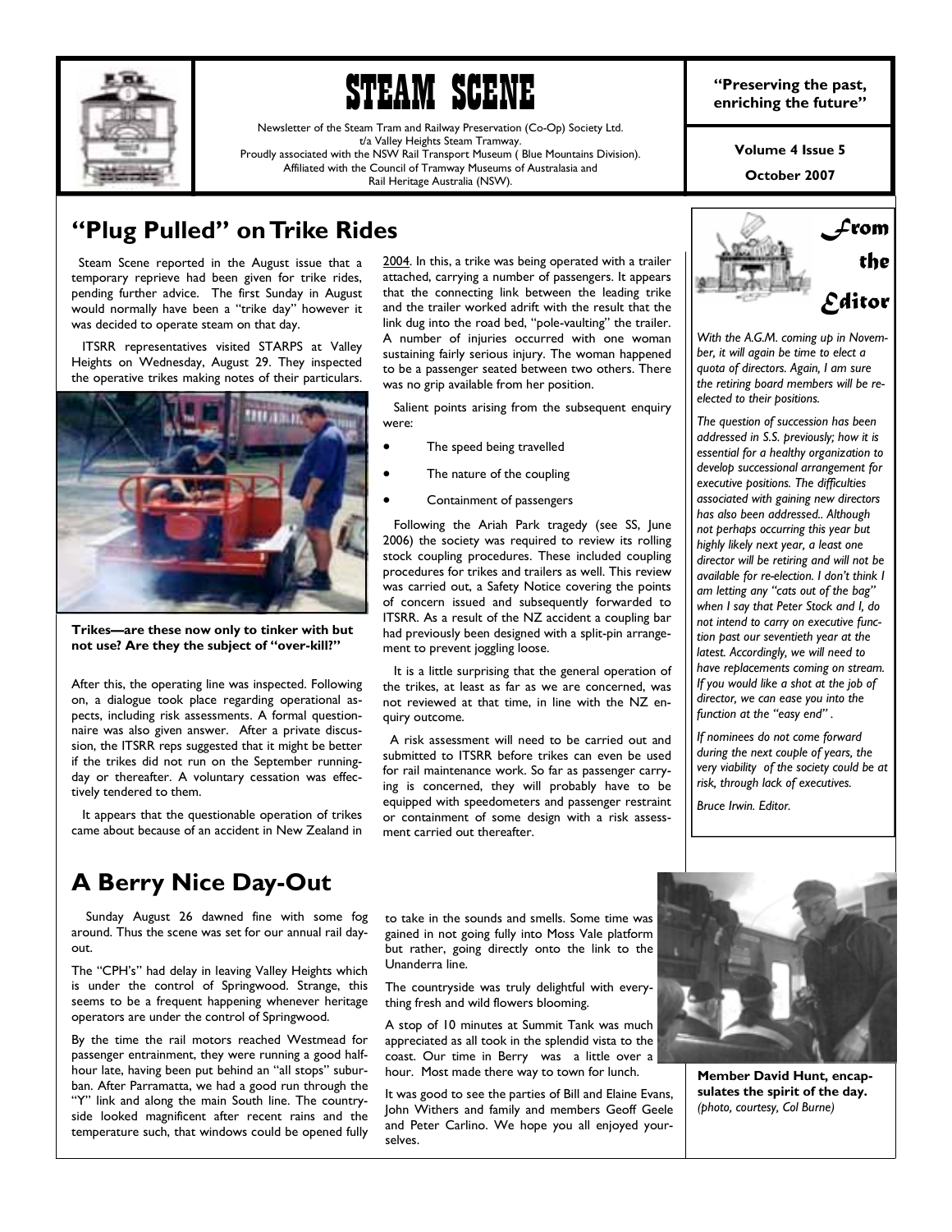# STEAM SCENE

Newsletter of the Steam Tram and Railway Preservation (Co-Op) Society Ltd.
t/a Valley Heights Steam Tramway.
Proudly associated with the NSW Rail Transport Museum ( Blue Mountains Division).
Affiliated with the Council of Tramway Museums of Australasia and
Rail Heritage Australia (NSW).

**"Preserving the past, enriching the future"**

**Volume 4 Issue 5**

**October 2007**

## "Plug Pulled" on Trike Rides

Steam Scene reported in the August issue that a temporary reprieve had been given for trike rides, pending further advice. The first Sunday in August would normally have been a "trike day" however it was decided to operate steam on that day.

ITSRR representatives visited STARPS at Valley Heights on Wednesday, August 29. They inspected the operative trikes making notes of their particulars.

**Trikes—are these now only to tinker with but not use? Are they the subject of "over-kill?"**

After this, the operating line was inspected. Following on, a dialogue took place regarding operational aspects, including risk assessments. A formal questionnaire was also given answer. After a private discussion, the ITSRR reps suggested that it might be better if the trikes did not run on the September running-day or thereafter. A voluntary cessation was effectively tendered to them.

It appears that the questionable operation of trikes came about because of an accident in New Zealand in 2004. In this, a trike was being operated with a trailer attached, carrying a number of passengers. It appears that the connecting link between the leading trike and the trailer worked adrift with the result that the link dug into the road bed, "pole-vaulting" the trailer. A number of injuries occurred with one woman sustaining fairly serious injury. The woman happened to be a passenger seated between two others. There was no grip available from her position.

Salient points arising from the subsequent enquiry were:

- The speed being travelled
- The nature of the coupling
- Containment of passengers

Following the Ariah Park tragedy (see SS, June 2006) the society was required to review its rolling stock coupling procedures. These included coupling procedures for trikes and trailers as well. This review was carried out, a Safety Notice covering the points of concern issued and subsequently forwarded to ITSRR. As a result of the NZ accident a coupling bar had previously been designed with a split-pin arrangement to prevent joggling loose.

It is a little surprising that the general operation of the trikes, at least as far as we are concerned, was not reviewed at that time, in line with the NZ enquiry outcome.

A risk assessment will need to be carried out and submitted to ITSRR before trikes can even be used for rail maintenance work. So far as passenger carrying is concerned, they will probably have to be equipped with speedometers and passenger restraint or containment of some design with a risk assessment carried out thereafter.

## From the Editor

*With the A.G.M. coming up in November, it will again be time to elect a quota of directors. Again, I am sure the retiring board members will be re-elected to their positions.*

*The question of succession has been addressed in S.S. previously; how it is essential for a healthy organization to develop successional arrangement for executive positions. The difficulties associated with gaining new directors has also been addressed.. Although not perhaps occurring this year but highly likely next year, a least one director will be retiring and will not be available for re-election. I don't think I am letting any "cats out of the bag" when I say that Peter Stock and I, do not intend to carry on executive function past our seventieth year at the latest. Accordingly, we will need to have replacements coming on stream. If you would like a shot at the job of director, we can ease you into the function at the "easy end".*

*If nominees do not come forward during the next couple of years, the very viability of the society could be at risk, through lack of executives.*

*Bruce Irwin. Editor.*

## A Berry Nice Day-Out

Sunday August 26 dawned fine with some fog around. Thus the scene was set for our annual rail day-out.

The "CPH's" had delay in leaving Valley Heights which is under the control of Springwood. Strange, this seems to be a frequent happening whenever heritage operators are under the control of Springwood.

By the time the rail motors reached Westmead for passenger entrainment, they were running a good half-hour late, having been put behind an "all stops" suburban. After Parramatta, we had a good run through the "Y" link and along the main South line. The countryside looked magnificent after recent rains and the temperature such, that windows could be opened fully to take in the sounds and smells. Some time was gained in not going fully into Moss Vale platform but rather, going directly onto the link to the Unanderra line.

The countryside was truly delightful with everything fresh and wild flowers blooming.

A stop of 10 minutes at Summit Tank was much appreciated as all took in the splendid vista to the coast. Our time in Berry was a little over a hour. Most made there way to town for lunch.

It was good to see the parties of Bill and Elaine Evans, John Withers and family and members Geoff Geele and Peter Carlino. We hope you all enjoyed yourselves.

**Member David Hunt, encapsulates the spirit of the day.** *(photo, courtesy, Col Burne)*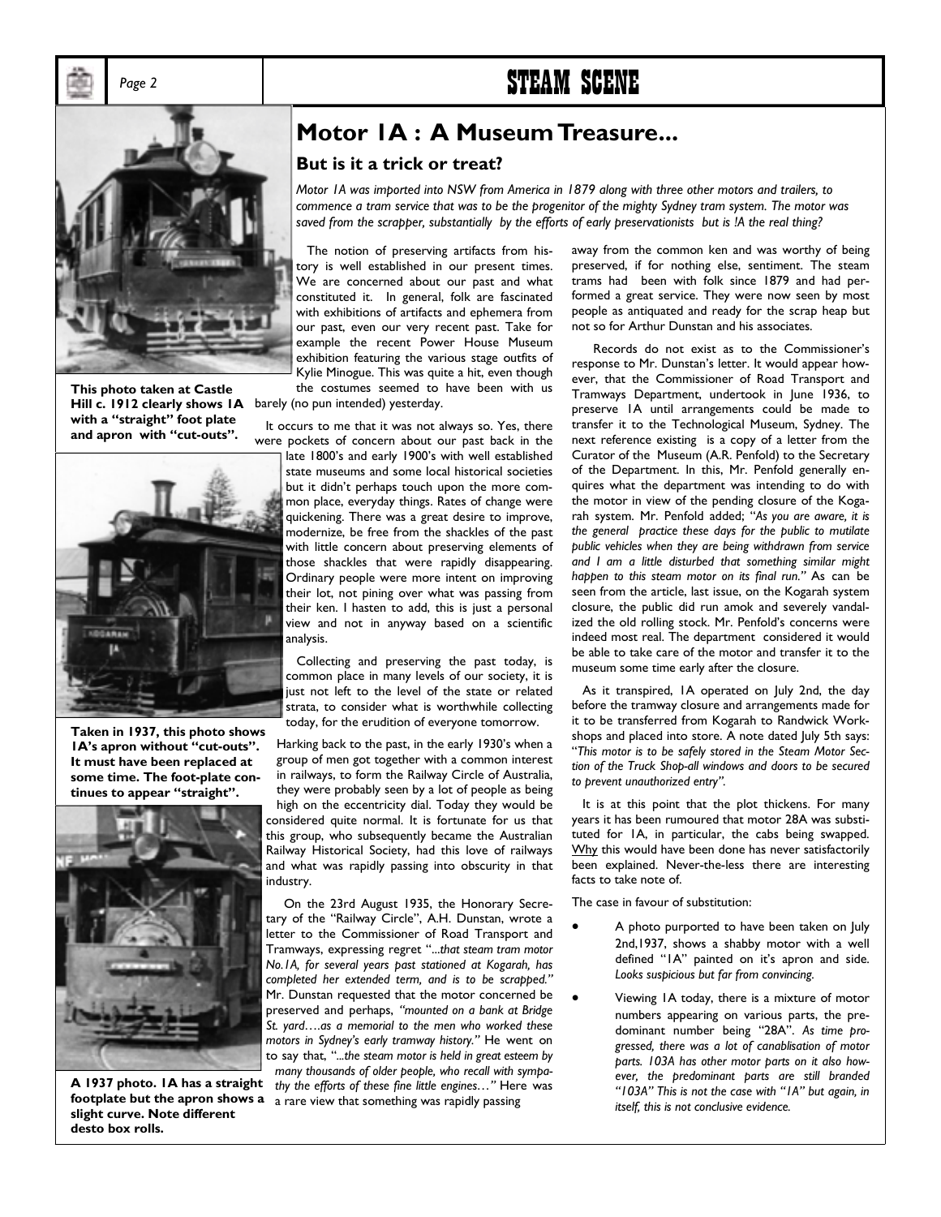# Motor 1A : A Museum Treasure...

## But is it a trick or treat?

*Motor 1A was imported into NSW from America in 1879 along with three other motors and trailers, to commence a tram service that was to be the progenitor of the mighty Sydney tram system. The motor was saved from the scrapper, substantially by the efforts of early preservationists but is !A the real thing?*

**This photo taken at Castle Hill c. 1912 clearly shows 1A with a "straight" foot plate and apron with "cut-outs".**

**Taken in 1937, this photo shows 1A's apron without "cut-outs". It must have been replaced at some time. The foot-plate continues to appear "straight".**

**A 1937 photo. 1A has a straight footplate but the apron shows a slight curve. Note different desto box rolls.**

The notion of preserving artifacts from history is well established in our present times. We are concerned about our past and what constituted it. In general, folk are fascinated with exhibitions of artifacts and ephemera from our past, even our very recent past. Take for example the recent Power House Museum exhibition featuring the various stage outfits of Kylie Minogue. This was quite a hit, even though the costumes seemed to have been with us barely (no pun intended) yesterday.

It occurs to me that it was not always so. Yes, there were pockets of concern about our past back in the late 1800's and early 1900's with well established state museums and some local historical societies but it didn't perhaps touch upon the more common place, everyday things. Rates of change were quickening. There was a great desire to improve, modernize, be free from the shackles of the past with little concern about preserving elements of those shackles that were rapidly disappearing. Ordinary people were more intent on improving their lot, not pining over what was passing from their ken. I hasten to add, this is just a personal view and not in anyway based on a scientific analysis.

Collecting and preserving the past today, is common place in many levels of our society, it is just not left to the level of the state or related strata, to consider what is worthwhile collecting today, for the erudition of everyone tomorrow.

Harking back to the past, in the early 1930's when a group of men got together with a common interest in railways, to form the Railway Circle of Australia, they were probably seen by a lot of people as being high on the eccentricity dial. Today they would be considered quite normal. It is fortunate for us that this group, who subsequently became the Australian Railway Historical Society, had this love of railways and what was rapidly passing into obscurity in that industry.

On the 23rd August 1935, the Honorary Secretary of the "Railway Circle", A.H. Dunstan, wrote a letter to the Commissioner of Road Transport and Tramways, expressing regret "*...that steam tram motor No.1A, for several years past stationed at Kogarah, has completed her extended term, and is to be scrapped.*" Mr. Dunstan requested that the motor concerned be preserved and perhaps, *"mounted on a bank at Bridge St. yard….as a memorial to the men who worked these motors in Sydney's early tramway history."* He went on to say that, "*...the steam motor is held in great esteem by many thousands of older people, who recall with sympathy the efforts of these fine little engines…"* Here was a rare view that something was rapidly passing away from the common ken and was worthy of being preserved, if for nothing else, sentiment. The steam trams had been with folk since 1879 and had performed a great service. They were now seen by most people as antiquated and ready for the scrap heap but not so for Arthur Dunstan and his associates.

Records do not exist as to the Commissioner's response to Mr. Dunstan's letter. It would appear however, that the Commissioner of Road Transport and Tramways Department, undertook in June 1936, to preserve 1A until arrangements could be made to transfer it to the Technological Museum, Sydney. The next reference existing is a copy of a letter from the Curator of the Museum (A.R. Penfold) to the Secretary of the Department. In this, Mr. Penfold generally enquires what the department was intending to do with the motor in view of the pending closure of the Kogarah system. Mr. Penfold added; "*As you are aware, it is the general practice these days for the public to mutilate public vehicles when they are being withdrawn from service and I am a little disturbed that something similar might happen to this steam motor on its final run."* As can be seen from the article, last issue, on the Kogarah system closure, the public did run amok and severely vandalized the old rolling stock. Mr. Penfold's concerns were indeed most real. The department considered it would be able to take care of the motor and transfer it to the museum some time early after the closure.

As it transpired, 1A operated on July 2nd, the day before the tramway closure and arrangements made for it to be transferred from Kogarah to Randwick Workshops and placed into store. A note dated July 5th says: "*This motor is to be safely stored in the Steam Motor Section of the Truck Shop-all windows and doors to be secured to prevent unauthorized entry".*

It is at this point that the plot thickens. For many years it has been rumoured that motor 28A was substituted for 1A, in particular, the cabs being swapped. Why this would have been done has never satisfactorily been explained. Never-the-less there are interesting facts to take note of.

The case in favour of substitution:

- A photo purported to have been taken on July 2nd,1937, shows a shabby motor with a well defined "1A" painted on it's apron and side. *Looks suspicious but far from convincing.*
- Viewing 1A today, there is a mixture of motor numbers appearing on various parts, the predominant number being "28A". *As time progressed, there was a lot of canablisation of motor parts. 103A has other motor parts on it also however, the predominant parts are still branded "103A" This is not the case with "1A" but again, in itself, this is not conclusive evidence.*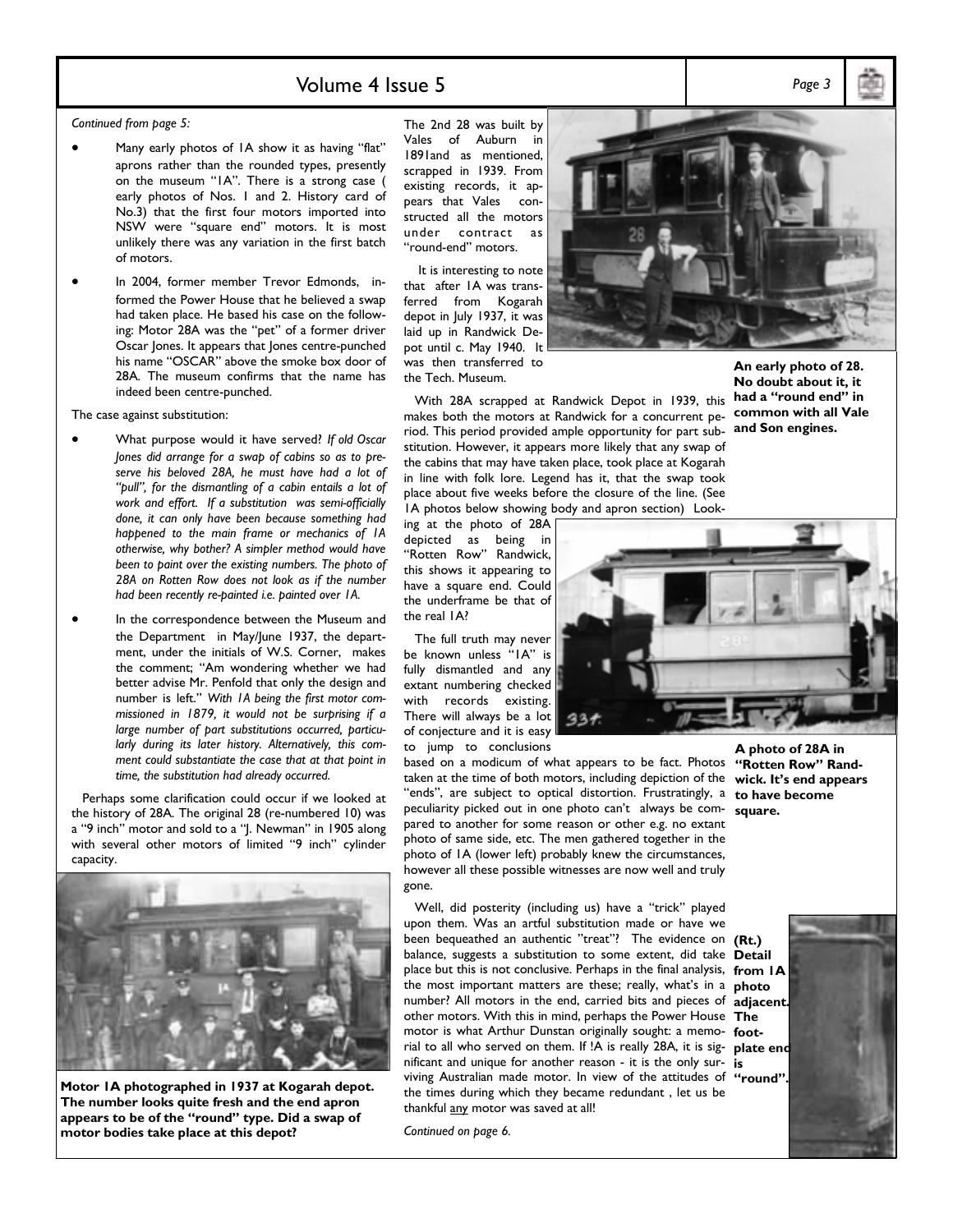*Continued from page 5:*

- Many early photos of 1A show it as having "flat" aprons rather than the rounded types, presently on the museum "1A". There is a strong case ( early photos of Nos. 1 and 2. History card of No.3) that the first four motors imported into NSW were "square end" motors. It is most unlikely there was any variation in the first batch of motors.
- In 2004, former member Trevor Edmonds, informed the Power House that he believed a swap had taken place. He based his case on the following: Motor 28A was the "pet" of a former driver Oscar Jones. It appears that Jones centre-punched his name "OSCAR" above the smoke box door of 28A. The museum confirms that the name has indeed been centre-punched.

The case against substitution:

- What purpose would it have served? *If old Oscar Jones did arrange for a swap of cabins so as to preserve his beloved 28A, he must have had a lot of "pull", for the dismantling of a cabin entails a lot of work and effort. If a substitution was semi-officially done, it can only have been because something had happened to the main frame or mechanics of 1A otherwise, why bother? A simpler method would have been to paint over the existing numbers. The photo of 28A on Rotten Row does not look as if the number had been recently re-painted i.e. painted over 1A.*
- In the correspondence between the Museum and the Department in May/June 1937, the department, under the initials of W.S. Corner, makes the comment; "Am wondering whether we had better advise Mr. Penfold that only the design and number is left." *With 1A being the first motor commissioned in 1879, it would not be surprising if a large number of part substitutions occurred, particularly during its later history. Alternatively, this comment could substantiate the case that at that point in time, the substitution had already occurred.*

Perhaps some clarification could occur if we looked at the history of 28A. The original 28 (re-numbered 10) was a "9 inch" motor and sold to a "J. Newman" in 1905 along with several other motors of limited "9 inch" cylinder capacity.

**Motor 1A photographed in 1937 at Kogarah depot. The number looks quite fresh and the end apron appears to be of the "round" type. Did a swap of motor bodies take place at this depot?**

The 2nd 28 was built by Vales of Auburn in 1891and as mentioned, scrapped in 1939. From existing records, it appears that Vales constructed all the motors under contract as "round-end" motors.

It is interesting to note that after 1A was transferred from Kogarah depot in July 1937, it was laid up in Randwick Depot until c. May 1940. It was then transferred to the Tech. Museum.

**An early photo of 28. No doubt about it, it had a "round end" in common with all Vale and Son engines.**

With 28A scrapped at Randwick Depot in 1939, this makes both the motors at Randwick for a concurrent period. This period provided ample opportunity for part substitution. However, it appears more likely that any swap of the cabins that may have taken place, took place at Kogarah in line with folk lore. Legend has it, that the swap took place about five weeks before the closure of the line. (See 1A photos below showing body and apron section) Looking at the photo of 28A depicted as being in "Rotten Row" Randwick, this shows it appearing to have a square end. Could the underframe be that of the real 1A?

The full truth may never be known unless "1A" is fully dismantled and any extant numbering checked with records existing. There will always be a lot of conjecture and it is easy to jump to conclusions based on a modicum of what appears to be fact. Photos taken at the time of both motors, including depiction of the "ends", are subject to optical distortion. Frustratingly, a peculiarity picked out in one photo can't always be compared to another for some reason or other e.g. no extant photo of same side, etc. The men gathered together in the photo of 1A (lower left) probably knew the circumstances, however all these possible witnesses are now well and truly gone.

**A photo of 28A in "Rotten Row" Randwick. It's end appears to have become square.**

Well, did posterity (including us) have a "trick" played upon them. Was an artful substitution made or have we been bequeathed an authentic "treat"? The evidence on balance, suggests a substitution to some extent, did take place but this is not conclusive. Perhaps in the final analysis, the most important matters are these; really, what's in a number? All motors in the end, carried bits and pieces of other motors. With this in mind, perhaps the Power House motor is what Arthur Dunstan originally sought: a memorial to all who served on them. If !A is really 28A, it is significant and unique for another reason - it is the only surviving Australian made motor. In view of the attitudes of the times during which they became redundant , let us be thankful <u>any</u> motor was saved at all!

**(Rt.) Detail from 1A photo adjacent. The foot-plate end is "round".**

*Continued on page 6.*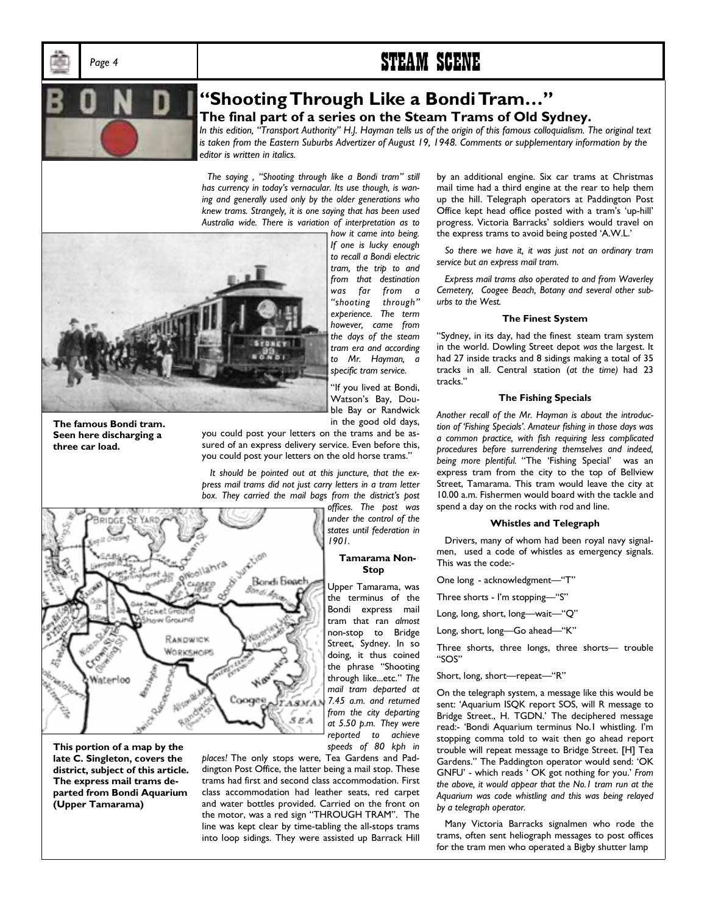# "Shooting Through Like a Bondi Tram…"

## The final part of a series on the Steam Trams of Old Sydney.

*In this edition, "Transport Authority" H.J. Hayman tells us of the origin of this famous colloquialism. The original text is taken from the Eastern Suburbs Advertizer of August 19, 1948. Comments or supplementary information by the editor is written in italics.*

*The saying , "Shooting through like a Bondi tram" still has currency in today's vernacular. Its use though, is waning and generally used only by the older generations who knew trams. Strangely, it is one saying that has been used Australia wide. There is variation of interpretation as to how it came into being. If one is lucky enough to recall a Bondi electric tram, the trip to and from that destination was far from a "shooting through" experience. The term however, came from the days of the steam tram era and according to Mr. Hayman, a specific tram service.*

**The famous Bondi tram. Seen here discharging a three car load.**

"If you lived at Bondi, Watson's Bay, Double Bay or Randwick in the good old days, you could post your letters on the trams and be assured of an express delivery service. Even before this, you could post your letters on the old horse trams."

*It should be pointed out at this juncture, that the express mail trams did not just carry letters in a tram letter box. They carried the mail bags from the district's post offices. The post was under the control of the states until federation in 1901.*

**This portion of a map by the late C. Singleton, covers the district, subject of this article. The express mail trams departed from Bondi Aquarium (Upper Tamarama)**

### Tamarama Non-Stop

Upper Tamarama, was the terminus of the Bondi express mail tram that ran *almost* non-stop to Bridge Street, Sydney. In so doing, it thus coined the phrase "Shooting through like...etc." *The mail tram departed at 7.45 a.m. and returned from the city departing at 5.50 p.m. They were reported to achieve speeds of 80 kph in places!* The only stops were, Tea Gardens and Paddington Post Office, the latter being a mail stop. These trams had first and second class accommodation. First class accommodation had leather seats, red carpet and water bottles provided. Carried on the front on the motor, was a red sign "THROUGH TRAM". The line was kept clear by time-tabling the all-stops trams into loop sidings. They were assisted up Barrack Hill by an additional engine. Six car trams at Christmas mail time had a third engine at the rear to help them up the hill. Telegraph operators at Paddington Post Office kept head office posted with a tram's 'up-hill' progress. Victoria Barracks' soldiers would travel on the express trams to avoid being posted 'A.W.L.'

*So there we have it, it was just not an ordinary tram service but an express mail tram.*

*Express mail trams also operated to and from Waverley Cemetery, Coogee Beach, Botany and several other suburbs to the West.*

### The Finest System

"Sydney, in its day, had the finest steam tram system in the world. Dowling Street depot *was* the largest. It had 27 inside tracks and 8 sidings making a total of 35 tracks in all. Central station (*at the time)* had 23 tracks."

### The Fishing Specials

*Another recall of the Mr. Hayman is about the introduction of 'Fishing Specials'. Amateur fishing in those days was a common practice, with fish requiring less complicated procedures before surrendering themselves and indeed, being more plentiful.* "The 'Fishing Special' was an express tram from the city to the top of Bellview Street, Tamarama. This tram would leave the city at 10.00 a.m. Fishermen would board with the tackle and spend a day on the rocks with rod and line.

### Whistles and Telegraph

Drivers, many of whom had been royal navy signalmen, used a code of whistles as emergency signals. This was the code:-

One long - acknowledgment—"T"

Three shorts - I'm stopping—"S"

Long, long, short, long—wait—"Q"

Long, short, long—Go ahead—"K"

Three shorts, three longs, three shorts— trouble "SOS"

Short, long, short—repeat—"R"

On the telegraph system, a message like this would be sent: 'Aquarium ISQK report SOS, will R message to Bridge Street., H. TGDN.' The deciphered message read:- 'Bondi Aquarium terminus No.1 whistling. I'm stopping comma told to wait then go ahead report trouble will repeat message to Bridge Street. [H] Tea Gardens." The Paddington operator would send: 'OK GNFU' - which reads ' OK got nothing for you.' *From the above, it would appear that the No.1 tram run at the Aquarium was code whistling and this was being relayed by a telegraph operator.*

Many Victoria Barracks signalmen who rode the trams, often sent heliograph messages to post offices for the tram men who operated a Bigby shutter lamp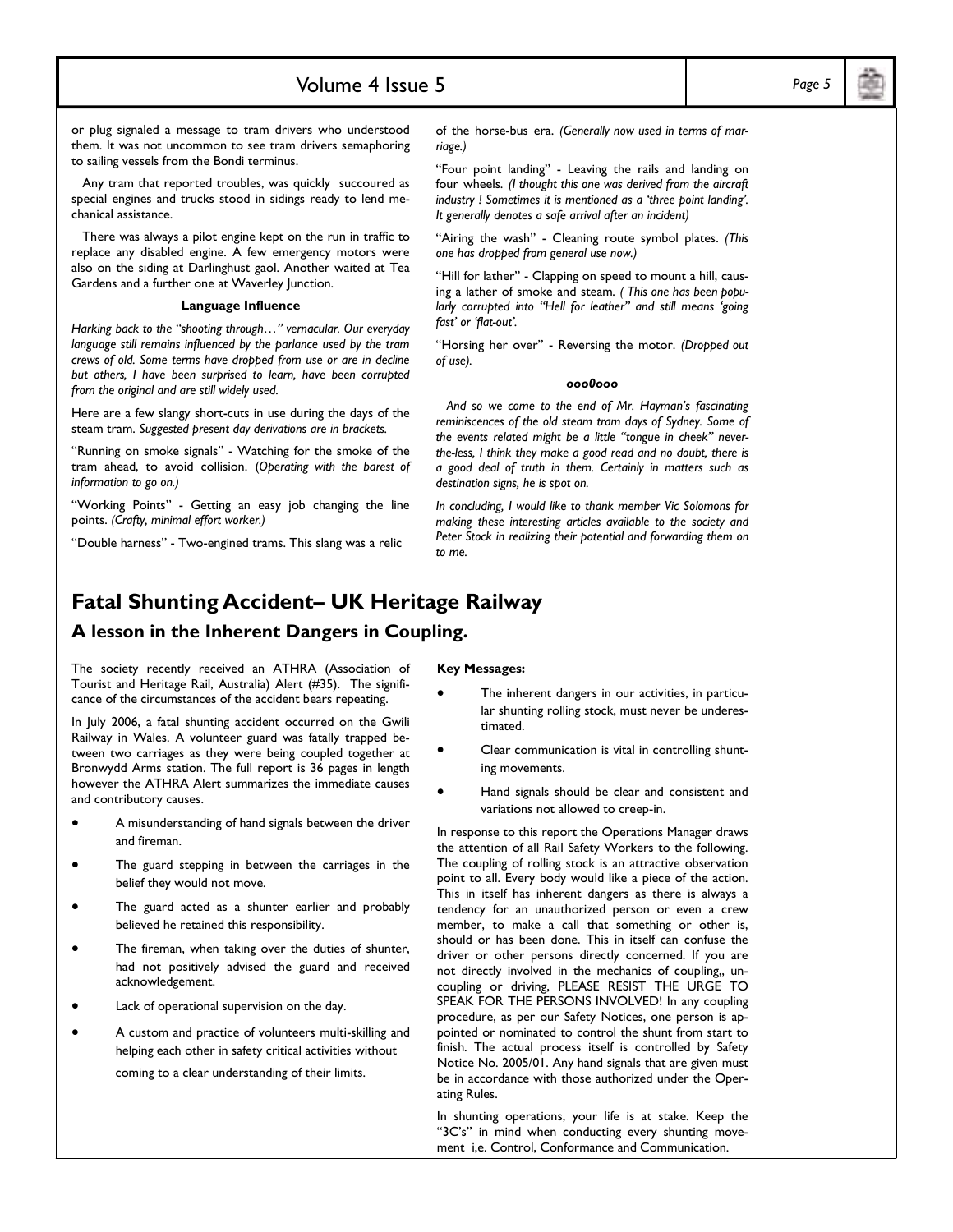or plug signaled a message to tram drivers who understood them. It was not uncommon to see tram drivers semaphoring to sailing vessels from the Bondi terminus.

Any tram that reported troubles, was quickly succoured as special engines and trucks stood in sidings ready to lend mechanical assistance.

There was always a pilot engine kept on the run in traffic to replace any disabled engine. A few emergency motors were also on the siding at Darlinghust gaol. Another waited at Tea Gardens and a further one at Waverley Junction.

**Language Influence**

*Harking back to the "shooting through…" vernacular. Our everyday language still remains influenced by the parlance used by the tram crews of old. Some terms have dropped from use or are in decline but others, I have been surprised to learn, have been corrupted from the original and are still widely used.*

Here are a few slangy short-cuts in use during the days of the steam tram. *Suggested present day derivations are in brackets.*

"Running on smoke signals" - Watching for the smoke of the tram ahead, to avoid collision. (*Operating with the barest of information to go on.)*

"Working Points" - Getting an easy job changing the line points. *(Crafty, minimal effort worker.)*

"Double harness" - Two-engined trams. This slang was a relic of the horse-bus era. *(Generally now used in terms of marriage.)*

"Four point landing" - Leaving the rails and landing on four wheels. *(I thought this one was derived from the aircraft industry ! Sometimes it is mentioned as a 'three point landing'. It generally denotes a safe arrival after an incident)*

"Airing the wash" - Cleaning route symbol plates. *(This one has dropped from general use now.)*

"Hill for lather" - Clapping on speed to mount a hill, causing a lather of smoke and steam. *( This one has been popularly corrupted into "Hell for leather" and still means 'going fast' or 'flat-out'.*

"Horsing her over" - Reversing the motor. *(Dropped out of use).*

***ooo0ooo***

*And so we come to the end of Mr. Hayman's fascinating reminiscences of the old steam tram days of Sydney. Some of the events related might be a little "tongue in cheek" never-the-less, I think they make a good read and no doubt, there is a good deal of truth in them. Certainly in matters such as destination signs, he is spot on.*

*In concluding, I would like to thank member Vic Solomons for making these interesting articles available to the society and Peter Stock in realizing their potential and forwarding them on to me.*

# Fatal Shunting Accident– UK Heritage Railway

## A lesson in the Inherent Dangers in Coupling.

The society recently received an ATHRA (Association of Tourist and Heritage Rail, Australia) Alert (#35). The significance of the circumstances of the accident bears repeating.

In July 2006, a fatal shunting accident occurred on the Gwili Railway in Wales. A volunteer guard was fatally trapped between two carriages as they were being coupled together at Bronwydd Arms station. The full report is 36 pages in length however the ATHRA Alert summarizes the immediate causes and contributory causes.

- A misunderstanding of hand signals between the driver and fireman.
- The guard stepping in between the carriages in the belief they would not move.
- The guard acted as a shunter earlier and probably believed he retained this responsibility.
- The fireman, when taking over the duties of shunter, had not positively advised the guard and received acknowledgement.
- Lack of operational supervision on the day.
- A custom and practice of volunteers multi-skilling and helping each other in safety critical activities without coming to a clear understanding of their limits.

**Key Messages:**

- The inherent dangers in our activities, in particular shunting rolling stock, must never be underestimated.
- Clear communication is vital in controlling shunting movements.
- Hand signals should be clear and consistent and variations not allowed to creep-in.

In response to this report the Operations Manager draws the attention of all Rail Safety Workers to the following. The coupling of rolling stock is an attractive observation point to all. Every body would like a piece of the action. This in itself has inherent dangers as there is always a tendency for an unauthorized person or even a crew member, to make a call that something or other is, should or has been done. This in itself can confuse the driver or other persons directly concerned. If you are not directly involved in the mechanics of coupling,, uncoupling or driving, PLEASE RESIST THE URGE TO SPEAK FOR THE PERSONS INVOLVED! In any coupling procedure, as per our Safety Notices, one person is appointed or nominated to control the shunt from start to finish. The actual process itself is controlled by Safety Notice No. 2005/01. Any hand signals that are given must be in accordance with those authorized under the Operating Rules.

In shunting operations, your life is at stake. Keep the "3C's" in mind when conducting every shunting movement i,e. Control, Conformance and Communication.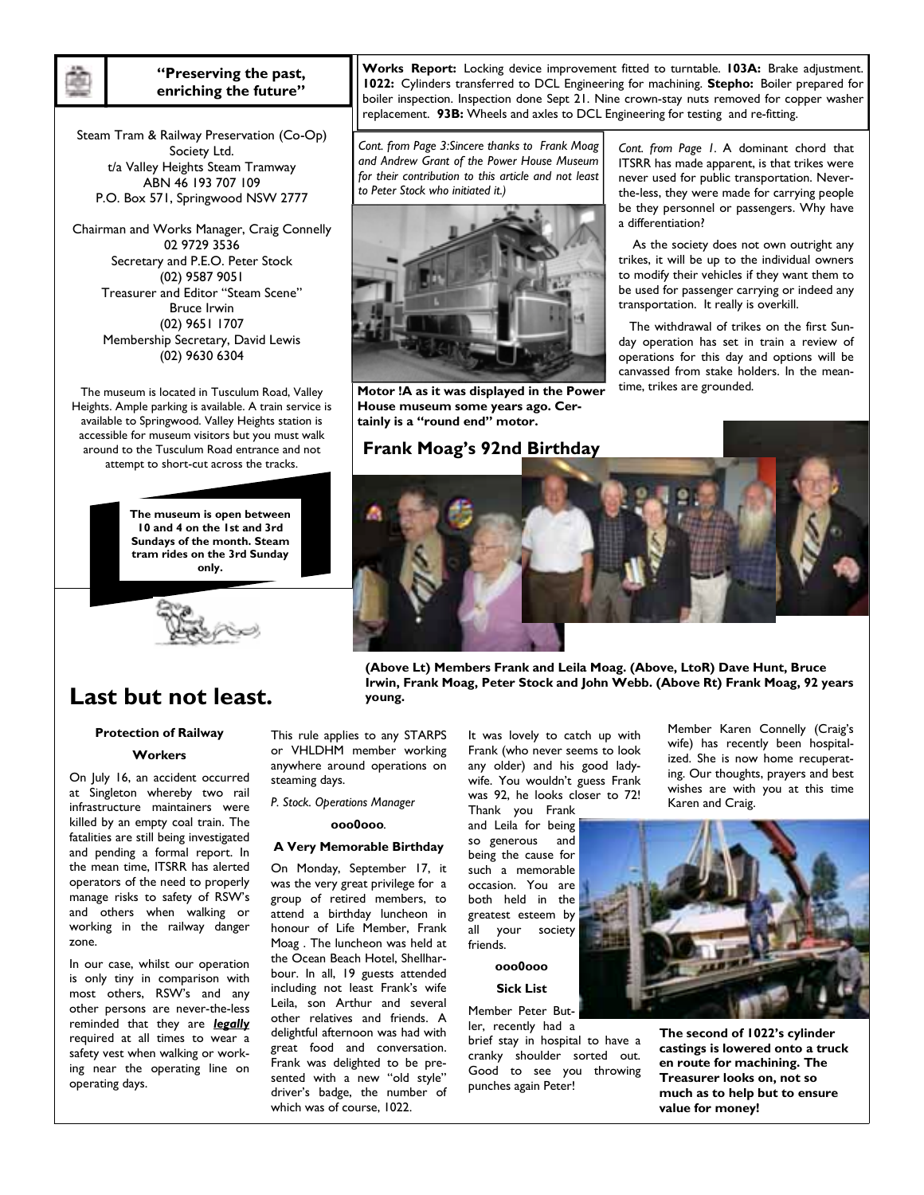**"Preserving the past, enriching the future"**

Steam Tram & Railway Preservation (Co-Op) Society Ltd.
t/a Valley Heights Steam Tramway
ABN 46 193 707 109
P.O. Box 571, Springwood NSW 2777

Chairman and Works Manager, Craig Connelly
02 9729 3536
Secretary and P.E.O. Peter Stock
(02) 9587 9051
Treasurer and Editor "Steam Scene"
Bruce Irwin
(02) 9651 1707
Membership Secretary, David Lewis
(02) 9630 6304

The museum is located in Tusculum Road, Valley Heights. Ample parking is available. A train service is available to Springwood. Valley Heights station is accessible for museum visitors but you must walk around to the Tusculum Road entrance and not attempt to short-cut across the tracks.

**The museum is open between 10 and 4 on the 1st and 3rd Sundays of the month. Steam tram rides on the 3rd Sunday only.**

**Works Report:** Locking device improvement fitted to turntable. **103A:** Brake adjustment. **1022:** Cylinders transferred to DCL Engineering for machining. **Stepho:** Boiler prepared for boiler inspection. Inspection done Sept 21. Nine crown-stay nuts removed for copper washer replacement. **93B:** Wheels and axles to DCL Engineering for testing and re-fitting.

*Cont. from Page 3:Sincere thanks to Frank Moag and Andrew Grant of the Power House Museum for their contribution to this article and not least to Peter Stock who initiated it.)*

**Motor !A as it was displayed in the Power House museum some years ago. Certainly is a "round end" motor.**

*Cont. from Page 1*. A dominant chord that ITSRR has made apparent, is that trikes were never used for public transportation. Never-the-less, they were made for carrying people be they personnel or passengers. Why have a differentiation?

As the society does not own outright any trikes, it will be up to the individual owners to modify their vehicles if they want them to be used for passenger carrying or indeed any transportation. It really is overkill.

The withdrawal of trikes on the first Sunday operation has set in train a review of operations for this day and options will be canvassed from stake holders. In the meantime, trikes are grounded.

## Frank Moag's 92nd Birthday

**(Above Lt) Members Frank and Leila Moag. (Above, LtoR) Dave Hunt, Bruce Irwin, Frank Moag, Peter Stock and John Webb. (Above Rt) Frank Moag, 92 years young.**

# Last but not least.

**Protection of Railway Workers**

On July 16, an accident occurred at Singleton whereby two rail infrastructure maintainers were killed by an empty coal train. The fatalities are still being investigated and pending a formal report. In the mean time, ITSRR has alerted operators of the need to properly manage risks to safety of RSW's and others when walking or working in the railway danger zone.

In our case, whilst our operation is only tiny in comparison with most others, RSW's and any other persons are never-the-less reminded that they are ***legally*** required at all times to wear a safety vest when walking or working near the operating line on operating days.

This rule applies to any STARPS or VHLDHM member working anywhere around operations on steaming days.

*P. Stock. Operations Manager*

**ooo0ooo**.

**A Very Memorable Birthday**

On Monday, September 17, it was the very great privilege for a group of retired members, to attend a birthday luncheon in honour of Life Member, Frank Moag . The luncheon was held at the Ocean Beach Hotel, Shellharbour. In all, 19 guests attended including not least Frank's wife Leila, son Arthur and several other relatives and friends. A delightful afternoon was had with great food and conversation. Frank was delighted to be presented with a new "old style" driver's badge, the number of which was of course, 1022.

It was lovely to catch up with Frank (who never seems to look any older) and his good ladywife. You wouldn't guess Frank was 92, he looks closer to 72! Thank you Frank and Leila for being so generous and being the cause for such a memorable occasion. You are both held in the greatest esteem by all your society friends.

**ooo0ooo**

**Sick List**

Member Peter Butler, recently had a brief stay in hospital to have a cranky shoulder sorted out. Good to see you throwing punches again Peter!

Member Karen Connelly (Craig's wife) has recently been hospitalized. She is now home recuperating. Our thoughts, prayers and best wishes are with you at this time Karen and Craig.

**The second of 1022's cylinder castings is lowered onto a truck en route for machining. The Treasurer looks on, not so much as to help but to ensure value for money!**